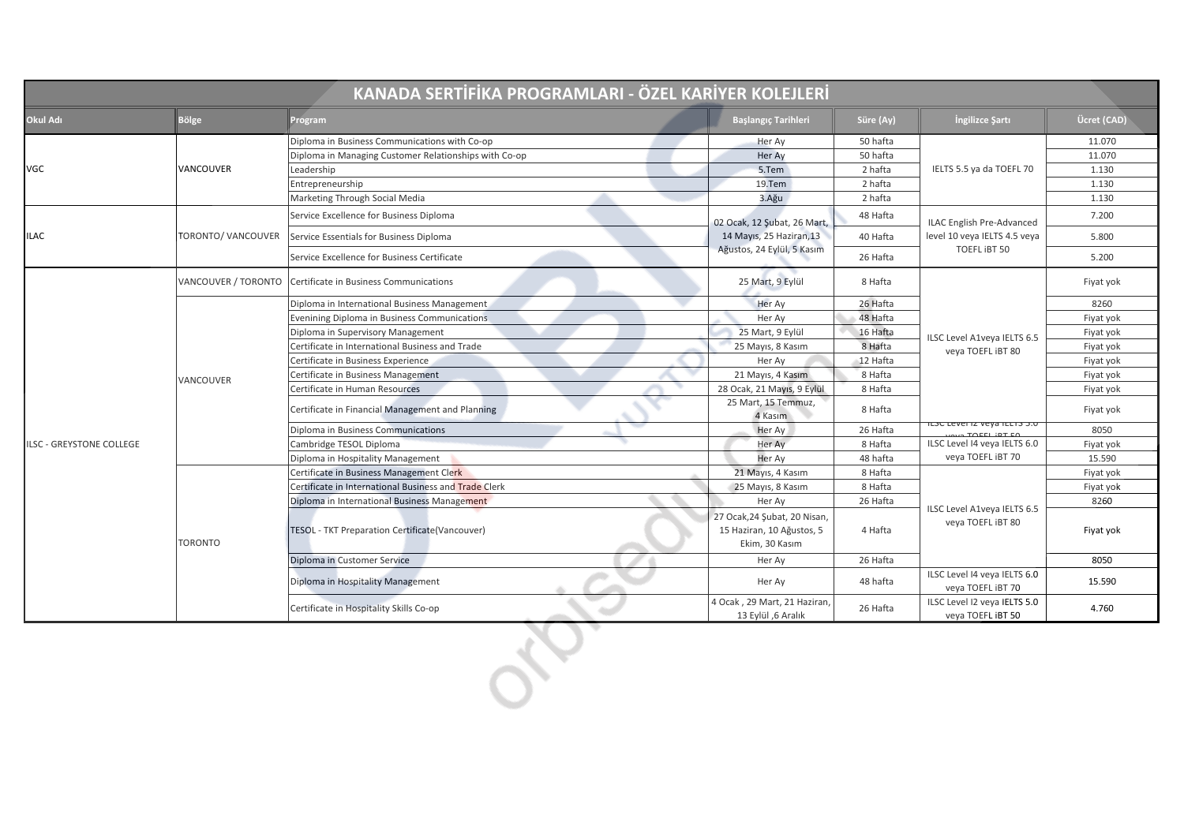# KANADA SERTİFİKA PROGRAMLARI - ÖZEL KARİYER KOLEJLERİ

| Okul Adı | Bölge | Program | Başlangıç Tarihleri | Süre (Ay) | İngilizce Şartı | Ücret (CAD) |
|---|---|---|---|---|---|---|
| VGC | VANCOUVER | Diploma in Business Communications with Co-op | Her Ay | 50 hafta | IELTS 5.5 ya da TOEFL 70 | 11.070 |
| | | Diploma in Managing Customer Relationships with Co-op | Her Ay | 50 hafta | | 11.070 |
| | | Leadership | 5.Tem | 2 hafta | | 1.130 |
| | | Entrepreneurship | 19.Tem | 2 hafta | | 1.130 |
| | | Marketing Through Social Media | 3.Ağu | 2 hafta | | 1.130 |
| ILAC | TORONTO/ VANCOUVER | Service Excellence for Business Diploma | 02 Ocak, 12 Şubat, 26 Mart, 14 Mayıs, 25 Haziran,13 Ağustos, 24 Eylül, 5 Kasım | 48 Hafta | ILAC English Pre-Advanced level 10 veya IELTS 4.5 veya TOEFL iBT 50 | 7.200 |
| | | Service Essentials for Business Diploma | | 40 Hafta | | 5.800 |
| | | Service Excellence for Business Certificate | | 26 Hafta | | 5.200 |
| ILSC - GREYSTONE COLLEGE | VANCOUVER / TORONTO | Certificate in Business Communications | 25 Mart, 9 Eylül | 8 Hafta | ILSC Level A1veya IELTS 6.5 veya TOEFL iBT 80 | Fiyat yok |
| | VANCOUVER | Diploma in International Business Management | Her Ay | 26 Hafta | | 8260 |
| | | Evenining Diploma in Business Communications | Her Ay | 48 Hafta | | Fiyat yok |
| | | Diploma in Supervisory Management | 25 Mart, 9 Eylül | 16 Hafta | | Fiyat yok |
| | | Certificate in International Business and Trade | 25 Mayıs, 8 Kasım | 8 Hafta | | Fiyat yok |
| | | Certificate in Business Experience | Her Ay | 12 Hafta | | Fiyat yok |
| | | Certificate in Business Management | 21 Mayıs, 4 Kasım | 8 Hafta | | Fiyat yok |
| | | Certificate in Human Resources | 28 Ocak, 21 Mayıs, 9 Eylül | 8 Hafta | | Fiyat yok |
| | | Certificate in Financial Management and Planning | 25 Mart, 15 Temmuz, 4 Kasım | 8 Hafta | | Fiyat yok |
| | | Diploma in Business Communications | Her Ay | 26 Hafta | ILSC Level I2 veya IELTS 5.0 veya TOEFL iBT 50 | 8050 |
| | | Cambridge TESOL Diploma | Her Ay | 8 Hafta | ILSC Level I4 veya IELTS 6.0 veya TOEFL iBT 70 | Fiyat yok |
| | | Diploma in Hospitality Management | Her Ay | 48 hafta | | 15.590 |
| | TORONTO | Certificate in Business Management Clerk | 21 Mayıs, 4 Kasım | 8 Hafta | ILSC Level A1veya IELTS 6.5 veya TOEFL iBT 80 | Fiyat yok |
| | | Certificate in International Business and Trade Clerk | 25 Mayıs, 8 Kasım | 8 Hafta | | Fiyat yok |
| | | Diploma in International Business Management | Her Ay | 26 Hafta | | 8260 |
| | | TESOL - TKT Preparation Certificate(Vancouver) | 27 Ocak,24 Şubat, 20 Nisan, 15 Haziran, 10 Ağustos, 5 Ekim, 30 Kasım | 4 Hafta | | Fiyat yok |
| | | Diploma in Customer Service | Her Ay | 26 Hafta | | 8050 |
| | | Diploma in Hospitality Management | Her Ay | 48 hafta | ILSC Level I4 veya IELTS 6.0 veya TOEFL iBT 70 | 15.590 |
| | | Certificate in Hospitality Skills Co-op | 4 Ocak , 29 Mart, 21 Haziran, 13 Eylül ,6 Aralık | 26 Hafta | ILSC Level I2 veya IELTS 5.0 veya TOEFL iBT 50 | 4.760 |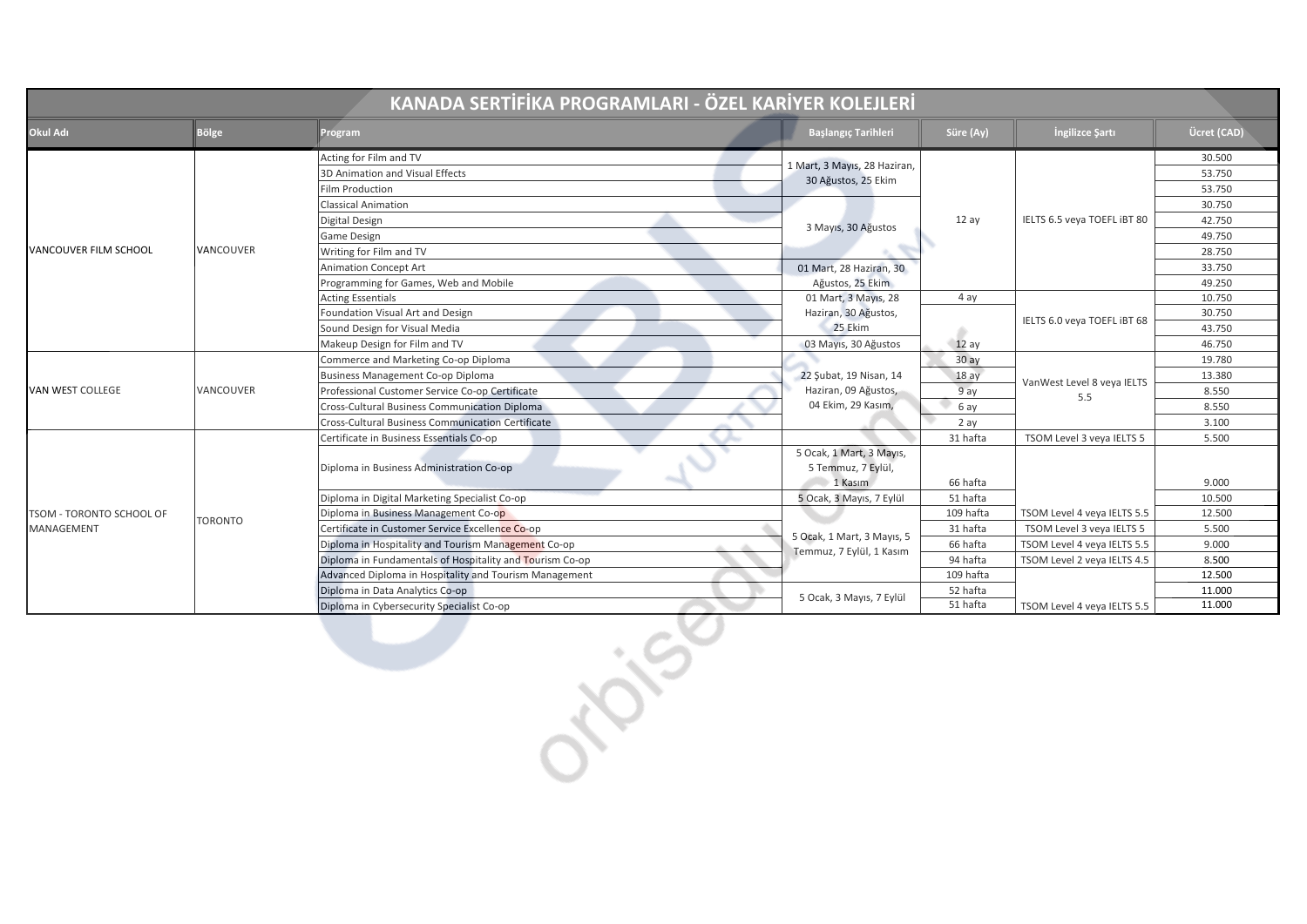# KANADA SERTİFİKA PROGRAMLARI - ÖZEL KARİYER KOLEJLERİ

| Okul Adı | Bölge | Program | Başlangıç Tarihleri | Süre (Ay) | İngilizce Şartı | Ücret (CAD) |
|---|---|---|---|---|---|---|
| VANCOUVER FILM SCHOOL | VANCOUVER | Acting for Film and TV | 1 Mart, 3 Mayıs, 28 Haziran, 30 Ağustos, 25 Ekim | 12 ay | IELTS 6.5 veya TOEFL iBT 80 | 30.500 |
| | | 3D Animation and Visual Effects | | | | 53.750 |
| | | Film Production | | | | 53.750 |
| | | Classical Animation | 3 Mayıs, 30 Ağustos | | | 30.750 |
| | | Digital Design | | | | 42.750 |
| | | Game Design | | | | 49.750 |
| | | Writing for Film and TV | | | | 28.750 |
| | | Animation Concept Art | 01 Mart, 28 Haziran, 30 Ağustos, 25 Ekim | | | 33.750 |
| | | Programming for Games, Web and Mobile | | | | 49.250 |
| | | Acting Essentials | 01 Mart, 3 Mayıs, 28 Haziran, 30 Ağustos, 25 Ekim | 4 ay | IELTS 6.0 veya TOEFL iBT 68 | 10.750 |
| | | Foundation Visual Art and Design | | | | 30.750 |
| | | Sound Design for Visual Media | | | | 43.750 |
| | | Makeup Design for Film and TV | 03 Mayıs, 30 Ağustos | 12 ay | | 46.750 |
| VAN WEST COLLEGE | VANCOUVER | Commerce and Marketing Co-op Diploma | 22 Şubat, 19 Nisan, 14 Haziran, 09 Ağustos, 04 Ekim, 29 Kasım, | 30 ay | VanWest Level 8 veya IELTS 5.5 | 19.780 |
| | | Business Management Co-op Diploma | | 18 ay | | 13.380 |
| | | Professional Customer Service Co-op Certificate | | 9 ay | | 8.550 |
| | | Cross-Cultural Business Communication Diploma | | 6 ay | | 8.550 |
| | | Cross-Cultural Business Communication Certificate | | 2 ay | | 3.100 |
| TSOM - TORONTO SCHOOL OF MANAGEMENT | TORONTO | Certificate in Business Essentials Co-op | | 31 hafta | TSOM Level 3 veya IELTS 5 | 5.500 |
| | | Diploma in Business Administration Co-op | 5 Ocak, 1 Mart, 3 Mayıs, 5 Temmuz, 7 Eylül, 1 Kasım | 66 hafta | | 9.000 |
| | | Diploma in Digital Marketing Specialist Co-op | 5 Ocak, 3 Mayıs, 7 Eylül | 51 hafta | | 10.500 |
| | | Diploma in Business Management Co-op | 5 Ocak, 1 Mart, 3 Mayıs, 5 Temmuz, 7 Eylül, 1 Kasım | 109 hafta | TSOM Level 4 veya IELTS 5.5 | 12.500 |
| | | Certificate in Customer Service Excellence Co-op | | 31 hafta | TSOM Level 3 veya IELTS 5 | 5.500 |
| | | Diploma in Hospitality and Tourism Management Co-op | | 66 hafta | TSOM Level 4 veya IELTS 5.5 | 9.000 |
| | | Diploma in Fundamentals of Hospitality and Tourism Co-op | | 94 hafta | TSOM Level 2 veya IELTS 4.5 | 8.500 |
| | | Advanced Diploma in Hospitality and Tourism Management | | 109 hafta | | 12.500 |
| | | Diploma in Data Analytics Co-op | 5 Ocak, 3 Mayıs, 7 Eylül | 52 hafta | | 11.000 |
| | | Diploma in Cybersecurity Specialist Co-op | | 51 hafta | TSOM Level 4 veya IELTS 5.5 | 11.000 |